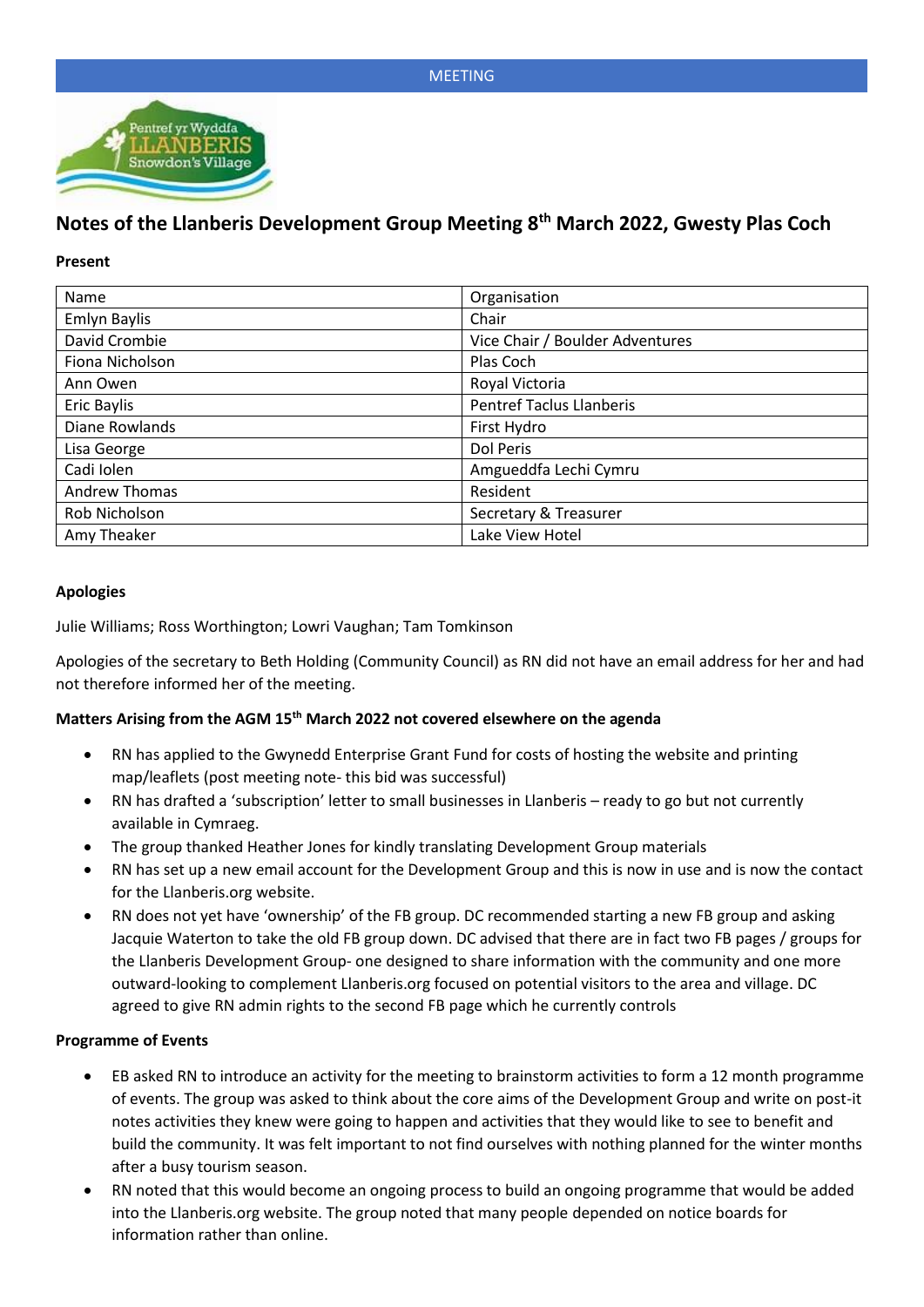MEETING

# Notes of the Llanberis Development Group Meeting 8th March 2022, Gwesty Plas Coch

**Present**

| Name | Organisation |
|---|---|
| Emlyn Baylis | Chair |
| David Crombie | Vice Chair / Boulder Adventures |
| Fiona Nicholson | Plas Coch |
| Ann Owen | Royal Victoria |
| Eric Baylis | Pentref Taclus Llanberis |
| Diane Rowlands | First Hydro |
| Lisa George | Dol Peris |
| Cadi Iolen | Amgueddfa Lechi Cymru |
| Andrew Thomas | Resident |
| Rob Nicholson | Secretary & Treasurer |
| Amy Theaker | Lake View Hotel |

**Apologies**

Julie Williams; Ross Worthington; Lowri Vaughan; Tam Tomkinson

Apologies of the secretary to Beth Holding (Community Council) as RN did not have an email address for her and had not therefore informed her of the meeting.

**Matters Arising from the AGM 15th March 2022 not covered elsewhere on the agenda**

- RN has applied to the Gwynedd Enterprise Grant Fund for costs of hosting the website and printing map/leaflets (post meeting note- this bid was successful)
- RN has drafted a 'subscription' letter to small businesses in Llanberis – ready to go but not currently available in Cymraeg.
- The group thanked Heather Jones for kindly translating Development Group materials
- RN has set up a new email account for the Development Group and this is now in use and is now the contact for the Llanberis.org website.
- RN does not yet have 'ownership' of the FB group. DC recommended starting a new FB group and asking Jacquie Waterton to take the old FB group down. DC advised that there are in fact two FB pages / groups for the Llanberis Development Group- one designed to share information with the community and one more outward-looking to complement Llanberis.org focused on potential visitors to the area and village. DC agreed to give RN admin rights to the second FB page which he currently controls

**Programme of Events**

- EB asked RN to introduce an activity for the meeting to brainstorm activities to form a 12 month programme of events. The group was asked to think about the core aims of the Development Group and write on post-it notes activities they knew were going to happen and activities that they would like to see to benefit and build the community. It was felt important to not find ourselves with nothing planned for the winter months after a busy tourism season.
- RN noted that this would become an ongoing process to build an ongoing programme that would be added into the Llanberis.org website. The group noted that many people depended on notice boards for information rather than online.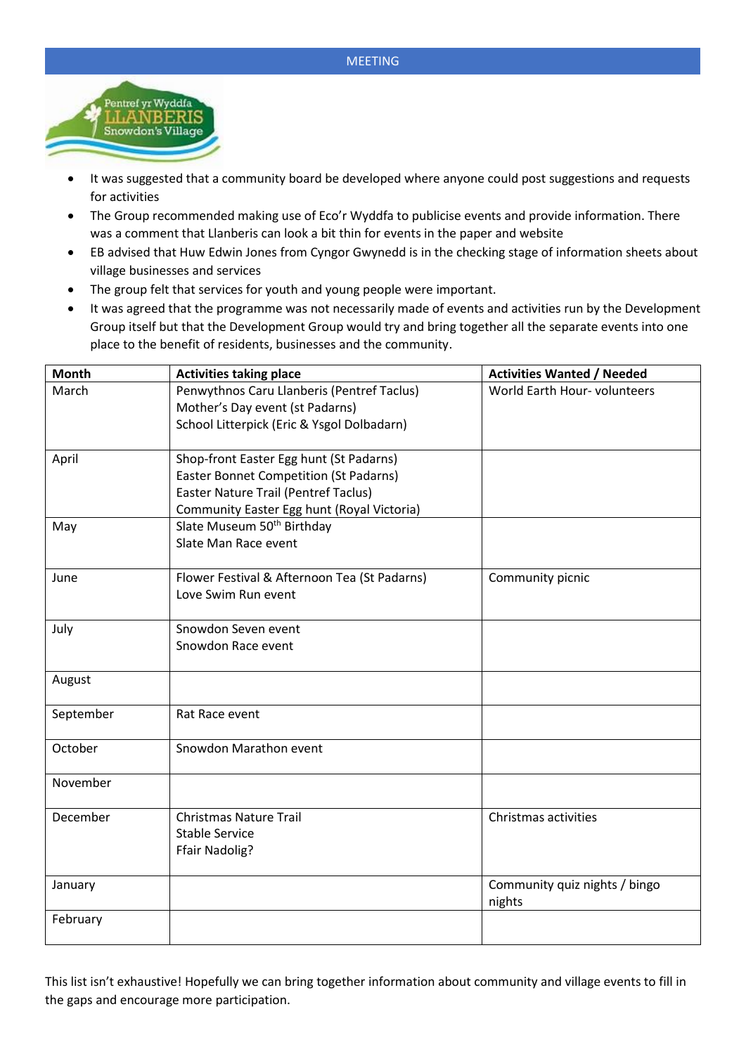MEETING

- It was suggested that a community board be developed where anyone could post suggestions and requests for activities
- The Group recommended making use of Eco'r Wyddfa to publicise events and provide information. There was a comment that Llanberis can look a bit thin for events in the paper and website
- EB advised that Huw Edwin Jones from Cyngor Gwynedd is in the checking stage of information sheets about village businesses and services
- The group felt that services for youth and young people were important.
- It was agreed that the programme was not necessarily made of events and activities run by the Development Group itself but that the Development Group would try and bring together all the separate events into one place to the benefit of residents, businesses and the community.

| Month | Activities taking place | Activities Wanted / Needed |
|---|---|---|
| March | Penwythnos Caru Llanberis (Pentref Taclus)<br>Mother's Day event (st Padarns)<br>School Litterpick (Eric & Ysgol Dolbadarn) | World Earth Hour- volunteers |
| April | Shop-front Easter Egg hunt (St Padarns)<br>Easter Bonnet Competition (St Padarns)<br>Easter Nature Trail (Pentref Taclus)<br>Community Easter Egg hunt (Royal Victoria) | |
| May | Slate Museum 50th Birthday<br>Slate Man Race event | |
| June | Flower Festival & Afternoon Tea (St Padarns)<br>Love Swim Run event | Community picnic |
| July | Snowdon Seven event<br>Snowdon Race event | |
| August | | |
| September | Rat Race event | |
| October | Snowdon Marathon event | |
| November | | |
| December | Christmas Nature Trail<br>Stable Service<br>Ffair Nadolig? | Christmas activities |
| January | | Community quiz nights / bingo nights |
| February | | |

This list isn't exhaustive! Hopefully we can bring together information about community and village events to fill in the gaps and encourage more participation.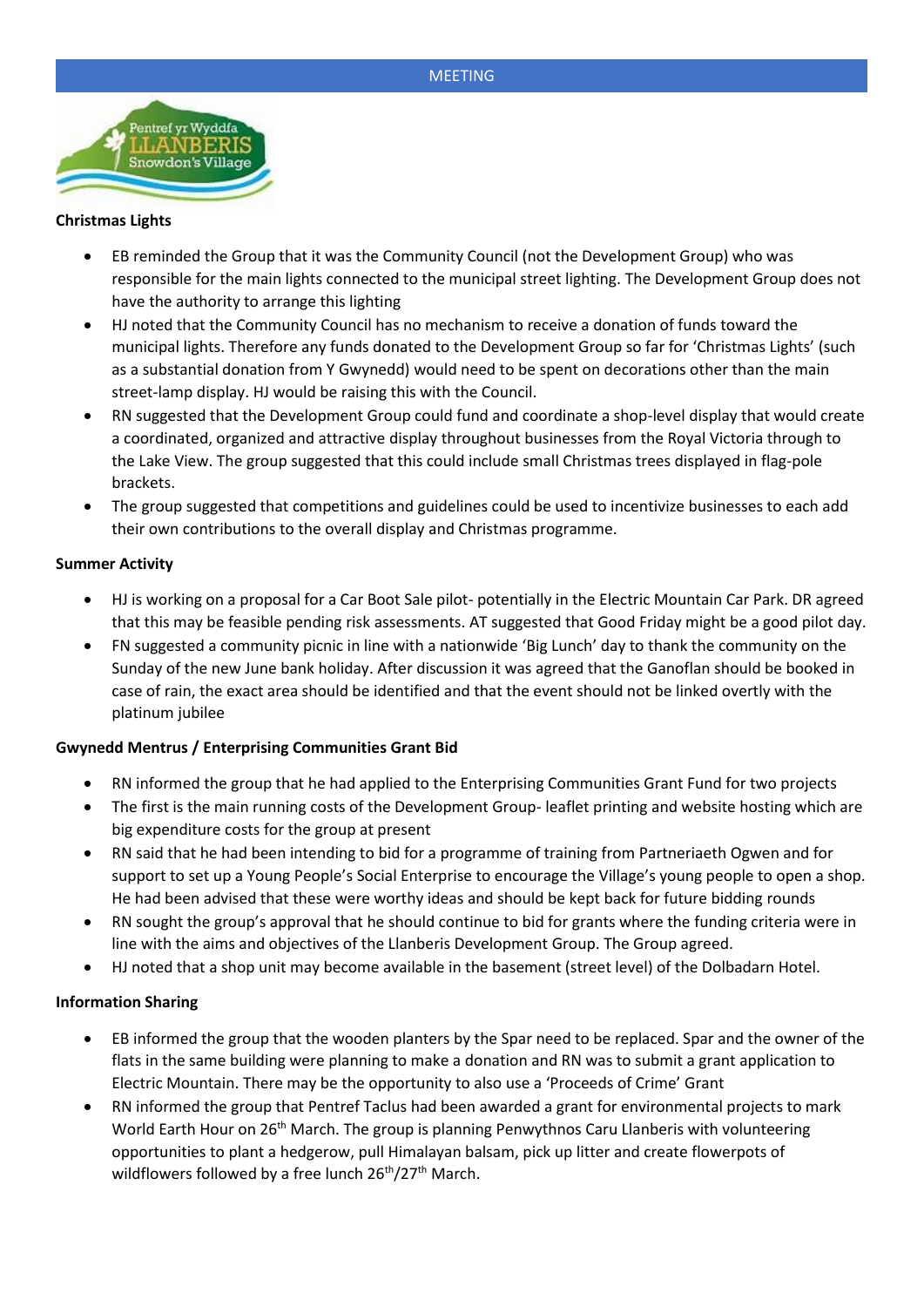### Christmas Lights

- EB reminded the Group that it was the Community Council (not the Development Group) who was responsible for the main lights connected to the municipal street lighting. The Development Group does not have the authority to arrange this lighting
- HJ noted that the Community Council has no mechanism to receive a donation of funds toward the municipal lights. Therefore any funds donated to the Development Group so far for 'Christmas Lights' (such as a substantial donation from Y Gwynedd) would need to be spent on decorations other than the main street-lamp display. HJ would be raising this with the Council.
- RN suggested that the Development Group could fund and coordinate a shop-level display that would create a coordinated, organized and attractive display throughout businesses from the Royal Victoria through to the Lake View. The group suggested that this could include small Christmas trees displayed in flag-pole brackets.
- The group suggested that competitions and guidelines could be used to incentivize businesses to each add their own contributions to the overall display and Christmas programme.

### Summer Activity

- HJ is working on a proposal for a Car Boot Sale pilot- potentially in the Electric Mountain Car Park. DR agreed that this may be feasible pending risk assessments. AT suggested that Good Friday might be a good pilot day.
- FN suggested a community picnic in line with a nationwide 'Big Lunch' day to thank the community on the Sunday of the new June bank holiday. After discussion it was agreed that the Ganoflan should be booked in case of rain, the exact area should be identified and that the event should not be linked overtly with the platinum jubilee

### Gwynedd Mentrus / Enterprising Communities Grant Bid

- RN informed the group that he had applied to the Enterprising Communities Grant Fund for two projects
- The first is the main running costs of the Development Group- leaflet printing and website hosting which are big expenditure costs for the group at present
- RN said that he had been intending to bid for a programme of training from Partneriaeth Ogwen and for support to set up a Young People's Social Enterprise to encourage the Village's young people to open a shop. He had been advised that these were worthy ideas and should be kept back for future bidding rounds
- RN sought the group's approval that he should continue to bid for grants where the funding criteria were in line with the aims and objectives of the Llanberis Development Group. The Group agreed.
- HJ noted that a shop unit may become available in the basement (street level) of the Dolbadarn Hotel.

### Information Sharing

- EB informed the group that the wooden planters by the Spar need to be replaced. Spar and the owner of the flats in the same building were planning to make a donation and RN was to submit a grant application to Electric Mountain. There may be the opportunity to also use a 'Proceeds of Crime' Grant
- RN informed the group that Pentref Taclus had been awarded a grant for environmental projects to mark World Earth Hour on 26th March. The group is planning Penwythnos Caru Llanberis with volunteering opportunities to plant a hedgerow, pull Himalayan balsam, pick up litter and create flowerpots of wildflowers followed by a free lunch 26th/27th March.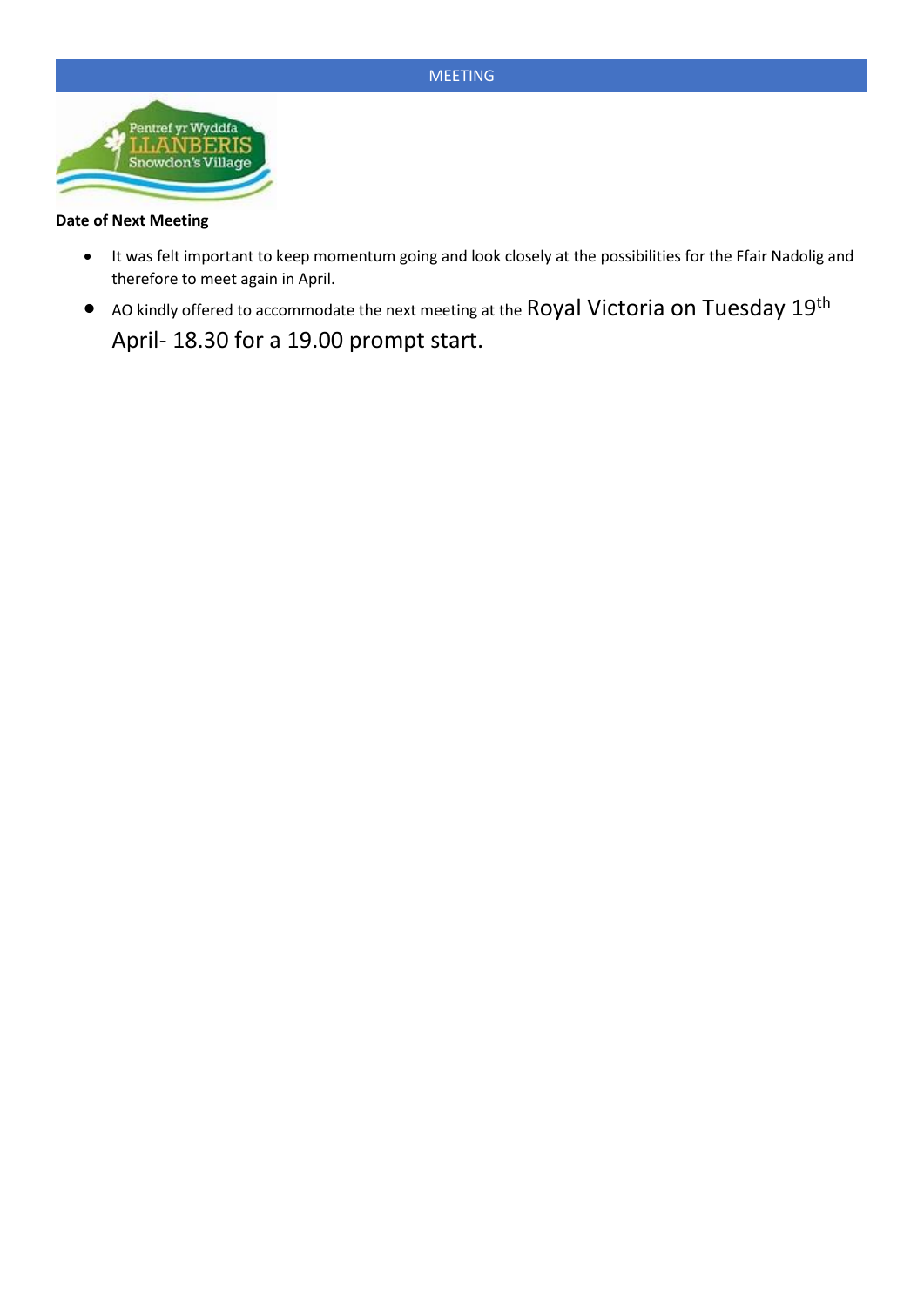**Date of Next Meeting**

- It was felt important to keep momentum going and look closely at the possibilities for the Ffair Nadolig and therefore to meet again in April.
- AO kindly offered to accommodate the next meeting at the Royal Victoria on Tuesday 19th April- 18.30 for a 19.00 prompt start.